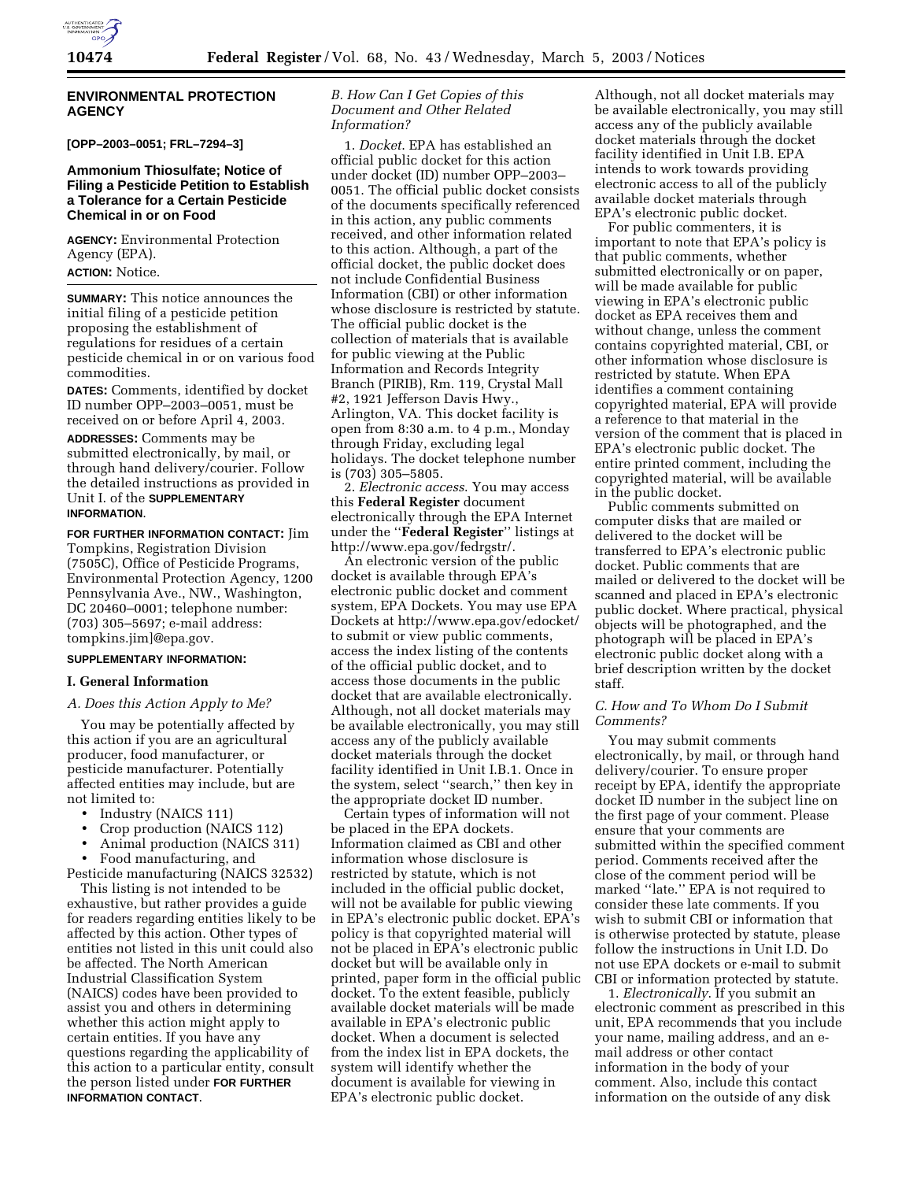## ENVIRONMENTAL PROTECTION AGENCY

**[OPP–2003–0051; FRL–7294–3]**

### Ammonium Thiosulfate; Notice of Filing a Pesticide Petition to Establish a Tolerance for a Certain Pesticide Chemical in or on Food

**AGENCY:** Environmental Protection Agency (EPA).

**ACTION:** Notice.

**SUMMARY:** This notice announces the initial filing of a pesticide petition proposing the establishment of regulations for residues of a certain pesticide chemical in or on various food commodities.

**DATES:** Comments, identified by docket ID number OPP–2003–0051, must be received on or before April 4, 2003.

**ADDRESSES:** Comments may be submitted electronically, by mail, or through hand delivery/courier. Follow the detailed instructions as provided in Unit I. of the **SUPPLEMENTARY INFORMATION**.

**FOR FURTHER INFORMATION CONTACT:** Jim Tompkins, Registration Division (7505C), Office of Pesticide Programs, Environmental Protection Agency, 1200 Pennsylvania Ave., NW., Washington, DC 20460–0001; telephone number: (703) 305–5697; e-mail address: tompkins.jim]@epa.gov.

**SUPPLEMENTARY INFORMATION:**

#### I. General Information

*A. Does this Action Apply to Me?*

You may be potentially affected by this action if you are an agricultural producer, food manufacturer, or pesticide manufacturer. Potentially affected entities may include, but are not limited to:

- Industry (NAICS 111)
- Crop production (NAICS 112)
- Animal production (NAICS 311)
- Food manufacturing, and

Pesticide manufacturing (NAICS 32532)

This listing is not intended to be exhaustive, but rather provides a guide for readers regarding entities likely to be affected by this action. Other types of entities not listed in this unit could also be affected. The North American Industrial Classification System (NAICS) codes have been provided to assist you and others in determining whether this action might apply to certain entities. If you have any questions regarding the applicability of this action to a particular entity, consult the person listed under **FOR FURTHER INFORMATION CONTACT**.

*B. How Can I Get Copies of this Document and Other Related Information?*

1. *Docket*. EPA has established an official public docket for this action under docket (ID) number OPP–2003–0051. The official public docket consists of the documents specifically referenced in this action, any public comments received, and other information related to this action. Although, a part of the official docket, the public docket does not include Confidential Business Information (CBI) or other information whose disclosure is restricted by statute. The official public docket is the collection of materials that is available for public viewing at the Public Information and Records Integrity Branch (PIRIB), Rm. 119, Crystal Mall #2, 1921 Jefferson Davis Hwy., Arlington, VA. This docket facility is open from 8:30 a.m. to 4 p.m., Monday through Friday, excluding legal holidays. The docket telephone number is (703) 305–5805.

2. *Electronic access*. You may access this **Federal Register** document electronically through the EPA Internet under the ''**Federal Register**'' listings at http://www.epa.gov/fedrgstr/.

An electronic version of the public docket is available through EPA's electronic public docket and comment system, EPA Dockets. You may use EPA Dockets at http://www.epa.gov/edocket/ to submit or view public comments, access the index listing of the contents of the official public docket, and to access those documents in the public docket that are available electronically. Although, not all docket materials may be available electronically, you may still access any of the publicly available docket materials through the docket facility identified in Unit I.B.1. Once in the system, select ''search,'' then key in the appropriate docket ID number.

Certain types of information will not be placed in the EPA dockets. Information claimed as CBI and other information whose disclosure is restricted by statute, which is not included in the official public docket, will not be available for public viewing in EPA's electronic public docket. EPA's policy is that copyrighted material will not be placed in EPA's electronic public docket but will be available only in printed, paper form in the official public docket. To the extent feasible, publicly available docket materials will be made available in EPA's electronic public docket. When a document is selected from the index list in EPA dockets, the system will identify whether the document is available for viewing in EPA's electronic public docket. Although, not all docket materials may be available electronically, you may still access any of the publicly available docket materials through the docket facility identified in Unit I.B. EPA intends to work towards providing electronic access to all of the publicly available docket materials through EPA's electronic public docket.

For public commenters, it is important to note that EPA's policy is that public comments, whether submitted electronically or on paper, will be made available for public viewing in EPA's electronic public docket as EPA receives them and without change, unless the comment contains copyrighted material, CBI, or other information whose disclosure is restricted by statute. When EPA identifies a comment containing copyrighted material, EPA will provide a reference to that material in the version of the comment that is placed in EPA's electronic public docket. The entire printed comment, including the copyrighted material, will be available in the public docket.

Public comments submitted on computer disks that are mailed or delivered to the docket will be transferred to EPA's electronic public docket. Public comments that are mailed or delivered to the docket will be scanned and placed in EPA's electronic public docket. Where practical, physical objects will be photographed, and the photograph will be placed in EPA's electronic public docket along with a brief description written by the docket staff.

*C. How and To Whom Do I Submit Comments?*

You may submit comments electronically, by mail, or through hand delivery/courier. To ensure proper receipt by EPA, identify the appropriate docket ID number in the subject line on the first page of your comment. Please ensure that your comments are submitted within the specified comment period. Comments received after the close of the comment period will be marked ''late.'' EPA is not required to consider these late comments. If you wish to submit CBI or information that is otherwise protected by statute, please follow the instructions in Unit I.D. Do not use EPA dockets or e-mail to submit CBI or information protected by statute.

1. *Electronically*. If you submit an electronic comment as prescribed in this unit, EPA recommends that you include your name, mailing address, and an e-mail address or other contact information in the body of your comment. Also, include this contact information on the outside of any disk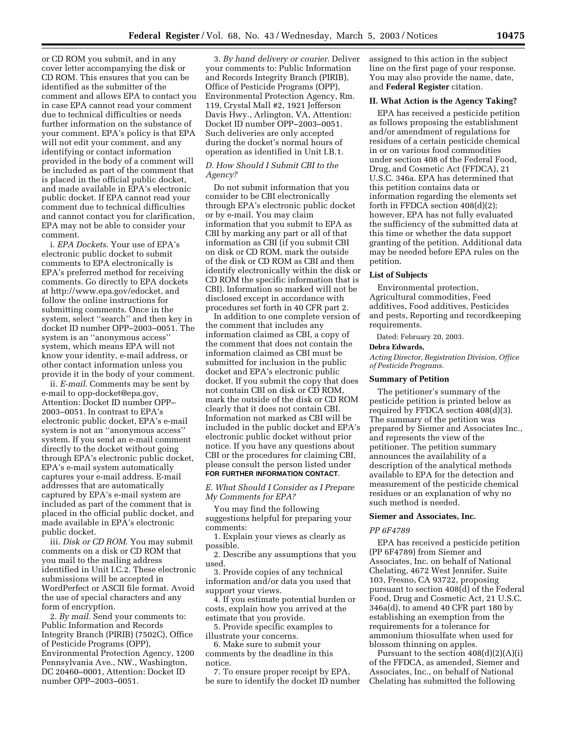or CD ROM you submit, and in any cover letter accompanying the disk or CD ROM. This ensures that you can be identified as the submitter of the comment and allows EPA to contact you in case EPA cannot read your comment due to technical difficulties or needs further information on the substance of your comment. EPA's policy is that EPA will not edit your comment, and any identifying or contact information provided in the body of a comment will be included as part of the comment that is placed in the official public docket, and made available in EPA's electronic public docket. If EPA cannot read your comment due to technical difficulties and cannot contact you for clarification, EPA may not be able to consider your comment.

i. *EPA Dockets*. Your use of EPA's electronic public docket to submit comments to EPA electronically is EPA's preferred method for receiving comments. Go directly to EPA dockets at http://www.epa.gov/edocket, and follow the online instructions for submitting comments. Once in the system, select ''search'' and then key in docket ID number OPP–2003–0051. The system is an ''anonymous access'' system, which means EPA will not know your identity, e-mail address, or other contact information unless you provide it in the body of your comment.

ii. *E-mail*. Comments may be sent by e-mail to opp-docket@epa.gov, Attention: Docket ID number OPP–2003–0051. In contrast to EPA's electronic public docket, EPA's e-mail system is not an ''anonymous access'' system. If you send an e-mail comment directly to the docket without going through EPA's electronic public docket, EPA's e-mail system automatically captures your e-mail address. E-mail addresses that are automatically captured by EPA's e-mail system are included as part of the comment that is placed in the official public docket, and made available in EPA's electronic public docket.

iii. *Disk or CD ROM*. You may submit comments on a disk or CD ROM that you mail to the mailing address identified in Unit I.C.2. These electronic submissions will be accepted in WordPerfect or ASCII file format. Avoid the use of special characters and any form of encryption.

2. *By mail*. Send your comments to: Public Information and Records Integrity Branch (PIRIB) (7502C), Office of Pesticide Programs (OPP), Environmental Protection Agency, 1200 Pennsylvania Ave., NW., Washington, DC 20460–0001, Attention: Docket ID number OPP–2003–0051.

3. *By hand delivery or courier*. Deliver your comments to: Public Information and Records Integrity Branch (PIRIB), Office of Pesticide Programs (OPP), Environmental Protection Agency, Rm. 119, Crystal Mall #2, 1921 Jefferson Davis Hwy., Arlington, VA, Attention: Docket ID number OPP–2003–0051. Such deliveries are only accepted during the docket's normal hours of operation as identified in Unit I.B.1.

### *D. How Should I Submit CBI to the Agency?*

Do not submit information that you consider to be CBI electronically through EPA's electronic public docket or by e-mail. You may claim information that you submit to EPA as CBI by marking any part or all of that information as CBI (if you submit CBI on disk or CD ROM, mark the outside of the disk or CD ROM as CBI and then identify electronically within the disk or CD ROM the specific information that is CBI). Information so marked will not be disclosed except in accordance with procedures set forth in 40 CFR part 2.

In addition to one complete version of the comment that includes any information claimed as CBI, a copy of the comment that does not contain the information claimed as CBI must be submitted for inclusion in the public docket and EPA's electronic public docket. If you submit the copy that does not contain CBI on disk or CD ROM, mark the outside of the disk or CD ROM clearly that it does not contain CBI. Information not marked as CBI will be included in the public docket and EPA's electronic public docket without prior notice. If you have any questions about CBI or the procedures for claiming CBI, please consult the person listed under **FOR FURTHER INFORMATION CONTACT**.

### *E. What Should I Consider as I Prepare My Comments for EPA?*

You may find the following suggestions helpful for preparing your comments:

1. Explain your views as clearly as possible.
2. Describe any assumptions that you used.
3. Provide copies of any technical information and/or data you used that support your views.
4. If you estimate potential burden or costs, explain how you arrived at the estimate that you provide.
5. Provide specific examples to illustrate your concerns.
6. Make sure to submit your comments by the deadline in this notice.
7. To ensure proper receipt by EPA, be sure to identify the docket ID number assigned to this action in the subject line on the first page of your response. You may also provide the name, date, and **Federal Register** citation.

## II. What Action is the Agency Taking?

EPA has received a pesticide petition as follows proposing the establishment and/or amendment of regulations for residues of a certain pesticide chemical in or on various food commodities under section 408 of the Federal Food, Drug, and Cosmetic Act (FFDCA), 21 U.S.C. 346a. EPA has determined that this petition contains data or information regarding the elements set forth in FFDCA section 408(d)(2); however, EPA has not fully evaluated the sufficiency of the submitted data at this time or whether the data support granting of the petition. Additional data may be needed before EPA rules on the petition.

### List of Subjects

Environmental protection, Agricultural commodities, Feed additives, Food additives, Pesticides and pests, Reporting and recordkeeping requirements.

Dated: February 20, 2003.

**Debra Edwards,**

*Acting Director, Registration Division, Office of Pesticide Programs.*

### Summary of Petition

The petitioner's summary of the pesticide petition is printed below as required by FFDCA section 408(d)(3). The summary of the petition was prepared by Siemer and Associates Inc., and represents the view of the petitioner. The petition summary announces the availability of a description of the analytical methods available to EPA for the detection and measurement of the pesticide chemical residues or an explanation of why no such method is needed.

### Siemer and Associates, Inc.

*PP 6F4789*

EPA has received a pesticide petition (PP 6F4789) from Siemer and Associates, Inc. on behalf of National Chelating, 4672 West Jennifer, Suite 103, Fresno, CA 93722, proposing pursuant to section 408(d) of the Federal Food, Drug and Cosmetic Act, 21 U.S.C. 346a(d), to amend 40 CFR part 180 by establishing an exemption from the requirements for a tolerance for ammonium thiosulfate when used for blossom thinning on apples.

Pursuant to the section 408(d)(2)(A)(i) of the FFDCA, as amended, Siemer and Associates, Inc., on behalf of National Chelating has submitted the following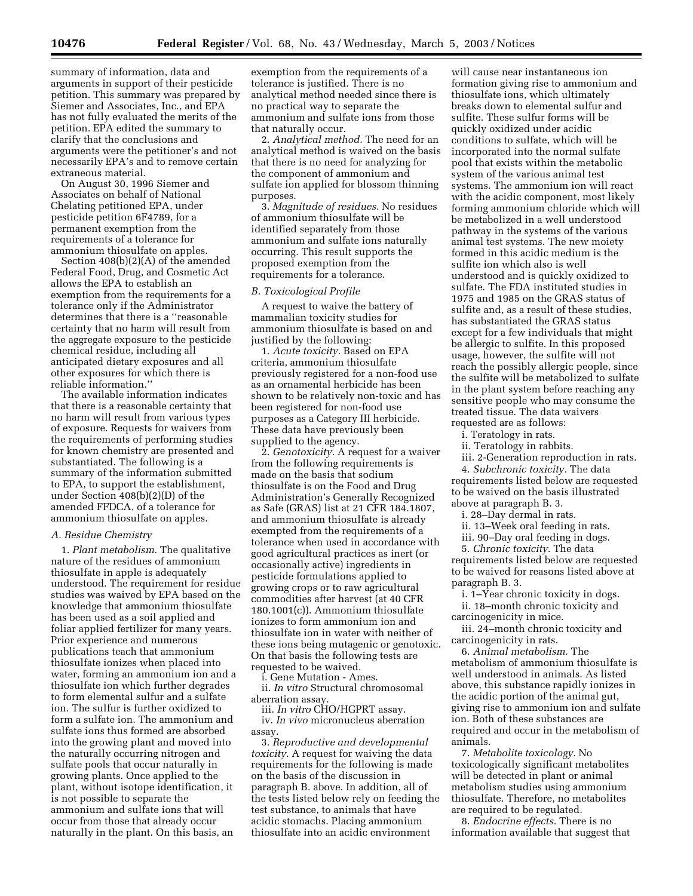summary of information, data and arguments in support of their pesticide petition. This summary was prepared by Siemer and Associates, Inc., and EPA has not fully evaluated the merits of the petition. EPA edited the summary to clarify that the conclusions and arguments were the petitioner's and not necessarily EPA's and to remove certain extraneous material.

On August 30, 1996 Siemer and Associates on behalf of National Chelating petitioned EPA, under pesticide petition 6F4789, for a permanent exemption from the requirements of a tolerance for ammonium thiosulfate on apples.

Section 408(b)(2)(A) of the amended Federal Food, Drug, and Cosmetic Act allows the EPA to establish an exemption from the requirements for a tolerance only if the Administrator determines that there is a ''reasonable certainty that no harm will result from the aggregate exposure to the pesticide chemical residue, including all anticipated dietary exposures and all other exposures for which there is reliable information.''

The available information indicates that there is a reasonable certainty that no harm will result from various types of exposure. Requests for waivers from the requirements of performing studies for known chemistry are presented and substantiated. The following is a summary of the information submitted to EPA, to support the establishment, under Section 408(b)(2)(D) of the amended FFDCA, of a tolerance for ammonium thiosulfate on apples.

*A. Residue Chemistry*

1. *Plant metabolism.* The qualitative nature of the residues of ammonium thiosulfate in apple is adequately understood. The requirement for residue studies was waived by EPA based on the knowledge that ammonium thiosulfate has been used as a soil applied and foliar applied fertilizer for many years. Prior experience and numerous publications teach that ammonium thiosulfate ionizes when placed into water, forming an ammonium ion and a thiosulfate ion which further degrades to form elemental sulfur and a sulfate ion. The sulfur is further oxidized to form a sulfate ion. The ammonium and sulfate ions thus formed are absorbed into the growing plant and moved into the naturally occurring nitrogen and sulfate pools that occur naturally in growing plants. Once applied to the plant, without isotope identification, it is not possible to separate the ammonium and sulfate ions that will occur from those that already occur naturally in the plant. On this basis, an exemption from the requirements of a tolerance is justified. There is no analytical method needed since there is no practical way to separate the ammonium and sulfate ions from those that naturally occur.

2. *Analytical method.* The need for an analytical method is waived on the basis that there is no need for analyzing for the component of ammonium and sulfate ion applied for blossom thinning purposes.

3. *Magnitude of residues.* No residues of ammonium thiosulfate will be identified separately from those ammonium and sulfate ions naturally occurring. This result supports the proposed exemption from the requirements for a tolerance.

*B. Toxicological Profile*

A request to waive the battery of mammalian toxicity studies for ammonium thiosulfate is based on and justified by the following:

1. *Acute toxicity.* Based on EPA criteria, ammonium thiosulfate previously registered for a non-food use as an ornamental herbicide has been shown to be relatively non-toxic and has been registered for non-food use purposes as a Category III herbicide. These data have previously been supplied to the agency.

2. *Genotoxicity.* A request for a waiver from the following requirements is made on the basis that sodium thiosulfate is on the Food and Drug Administration's Generally Recognized as Safe (GRAS) list at 21 CFR 184.1807, and ammonium thiosulfate is already exempted from the requirements of a tolerance when used in accordance with good agricultural practices as inert (or occasionally active) ingredients in pesticide formulations applied to growing crops or to raw agricultural commodities after harvest (at 40 CFR 180.1001(c)). Ammonium thiosulfate ionizes to form ammonium ion and thiosulfate ion in water with neither of these ions being mutagenic or genotoxic. On that basis the following tests are requested to be waived.

i. Gene Mutation - Ames.

ii. *In vitro* Structural chromosomal aberration assay.

iii. *In vitro* CHO/HGPRT assay.

iv. *In vivo* micronucleus aberration assay.

3. *Reproductive and developmental toxicity.* A request for waiving the data requirements for the following is made on the basis of the discussion in paragraph B. above. In addition, all of the tests listed below rely on feeding the test substance, to animals that have acidic stomachs. Placing ammonium thiosulfate into an acidic environment will cause near instantaneous ion formation giving rise to ammonium and thiosulfate ions, which ultimately breaks down to elemental sulfur and sulfite. These sulfur forms will be quickly oxidized under acidic conditions to sulfate, which will be incorporated into the normal sulfate pool that exists within the metabolic system of the various animal test systems. The ammonium ion will react with the acidic component, most likely forming ammonium chloride which will be metabolized in a well understood pathway in the systems of the various animal test systems. The new moiety formed in this acidic medium is the sulfite ion which also is well understood and is quickly oxidized to sulfate. The FDA instituted studies in 1975 and 1985 on the GRAS status of sulfite and, as a result of these studies, has substantiated the GRAS status except for a few individuals that might be allergic to sulfite. In this proposed usage, however, the sulfite will not reach the possibly allergic people, since the sulfite will be metabolized to sulfate in the plant system before reaching any sensitive people who may consume the treated tissue. The data waivers requested are as follows:

i. Teratology in rats.

ii. Teratology in rabbits.

iii. 2-Generation reproduction in rats.

4. *Subchronic toxicity.* The data requirements listed below are requested to be waived on the basis illustrated above at paragraph B. 3.

i. 28–Day dermal in rats.

ii. 13–Week oral feeding in rats.

iii. 90–Day oral feeding in dogs.

5. *Chronic toxicity.* The data requirements listed below are requested to be waived for reasons listed above at paragraph B. 3.

i. 1–Year chronic toxicity in dogs.

ii. 18–month chronic toxicity and carcinogenicity in mice.

iii. 24–month chronic toxicity and carcinogenicity in rats.

6. *Animal metabolism.* The metabolism of ammonium thiosulfate is well understood in animals. As listed above, this substance rapidly ionizes in the acidic portion of the animal gut, giving rise to ammonium ion and sulfate ion. Both of these substances are required and occur in the metabolism of animals.

7. *Metabolite toxicology.* No toxicologically significant metabolites will be detected in plant or animal metabolism studies using ammonium thiosulfate. Therefore, no metabolites are required to be regulated.

8. *Endocrine effects.* There is no information available that suggest that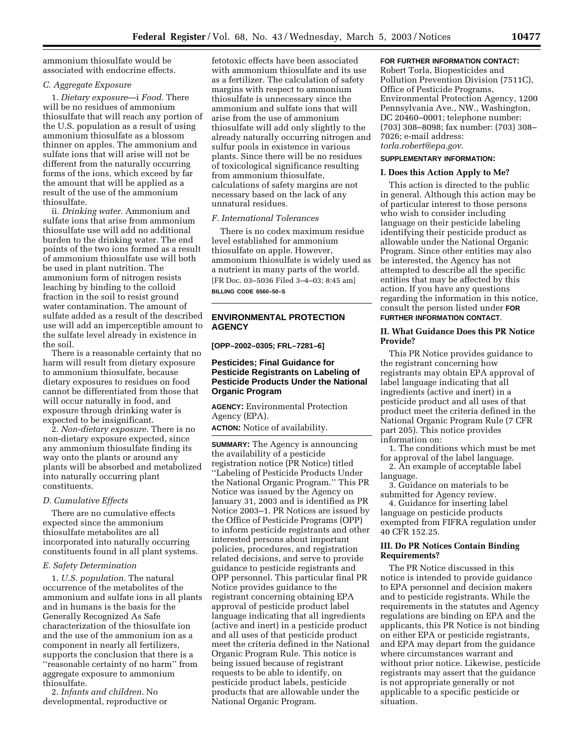ammonium thiosulfate would be associated with endocrine effects.

### *C. Aggregate Exposure*

1. *Dietary exposure*—i *Food.* There will be no residues of ammonium thiosulfate that will reach any portion of the U.S. population as a result of using ammonium thiosulfate as a blossom thinner on apples. The ammonium and sulfate ions that will arise will not be different from the naturally occurring forms of the ions, which exceed by far the amount that will be applied as a result of the use of the ammonium thiosulfate.

ii. *Drinking water.* Ammonium and sulfate ions that arise from ammonium thiosulfate use will add no additional burden to the drinking water. The end points of the two ions formed as a result of ammonium thiosulfate use will both be used in plant nutrition. The ammonium form of nitrogen resists leaching by binding to the colloid fraction in the soil to resist ground water contamination. The amount of sulfate added as a result of the described use will add an imperceptible amount to the sulfate level already in existence in the soil.

There is a reasonable certainty that no harm will result from dietary exposure to ammonium thiosulfate, because dietary exposures to residues on food cannot be differentiated from those that will occur naturally in food, and exposure through drinking water is expected to be insignificant.

2. *Non-dietary exposure.* There is no non-dietary exposure expected, since any ammonium thiosulfate finding its way onto the plants or around any plants will be absorbed and metabolized into naturally occurring plant constituents.

### *D. Cumulative Effects*

There are no cumulative effects expected since the ammonium thiosulfate metabolites are all incorporated into naturally occurring constituents found in all plant systems.

### *E. Safety Determination*

1. *U.S. population.* The natural occurrence of the metabolites of the ammonium and sulfate ions in all plants and in humans is the basis for the Generally Recognized As Safe characterization of the thiosulfate ion and the use of the ammonium ion as a component in nearly all fertilizers, supports the conclusion that there is a ''reasonable certainty of no harm'' from aggregate exposure to ammonium thiosulfate.

2. *Infants and children.* No developmental, reproductive or fetotoxic effects have been associated with ammonium thiosulfate and its use as a fertilizer. The calculation of safety margins with respect to ammonium thiosulfate is unnecessary since the ammonium and sulfate ions that will arise from the use of ammonium thiosulfate will add only slightly to the already naturally occurring nitrogen and sulfur pools in existence in various plants. Since there will be no residues of toxicological significance resulting from ammonium thiosulfate, calculations of safety margins are not necessary based on the lack of any unnatural residues.

### *F. International Tolerances*

There is no codex maximum residue level established for ammonium thiosulfate on apple. However, ammonium thiosulfate is widely used as a nutrient in many parts of the world.

[FR Doc. 03–5036 Filed 3–4–03; 8:45 am]

**BILLING CODE 6560–50–S**

---

## ENVIRONMENTAL PROTECTION AGENCY

**[OPP–2002–0305; FRL–7281–6]**

## Pesticides; Final Guidance for Pesticide Registrants on Labeling of Pesticide Products Under the National Organic Program

**AGENCY:** Environmental Protection Agency (EPA).

**ACTION:** Notice of availability.

**SUMMARY:** The Agency is announcing the availability of a pesticide registration notice (PR Notice) titled ''Labeling of Pesticide Products Under the National Organic Program.'' This PR Notice was issued by the Agency on January 31, 2003 and is identified as PR Notice 2003–1. PR Notices are issued by the Office of Pesticide Programs (OPP) to inform pesticide registrants and other interested persons about important policies, procedures, and registration related decisions, and serve to provide guidance to pesticide registrants and OPP personnel. This particular final PR Notice provides guidance to the registrant concerning obtaining EPA approval of pesticide product label language indicating that all ingredients (active and inert) in a pesticide product and all uses of that pesticide product meet the criteria defined in the National Organic Program Rule. This notice is being issued because of registrant requests to be able to identify, on pesticide product labels, pesticide products that are allowable under the National Organic Program.

**FOR FURTHER INFORMATION CONTACT:** Robert Torla, Biopesticides and Pollution Prevention Division (7511C), Office of Pesticide Programs, Environmental Protection Agency, 1200 Pennsylvania Ave., NW., Washington, DC 20460–0001; telephone number: (703) 308–8098; fax number: (703) 308–7026; e-mail address: *torla.robert@epa.gov.*

**SUPPLEMENTARY INFORMATION:**

### I. Does this Action Apply to Me?

This action is directed to the public in general. Although this action may be of particular interest to those persons who wish to consider including language on their pesticide labeling identifying their pesticide product as allowable under the National Organic Program. Since other entities may also be interested, the Agency has not attempted to describe all the specific entities that may be affected by this action. If you have any questions regarding the information in this notice, consult the person listed under **FOR FURTHER INFORMATION CONTACT**.

### II. What Guidance Does this PR Notice Provide?

This PR Notice provides guidance to the registrant concerning how registrants may obtain EPA approval of label language indicating that all ingredients (active and inert) in a pesticide product and all uses of that product meet the criteria defined in the National Organic Program Rule (7 CFR part 205). This notice provides information on:

1. The conditions which must be met for approval of the label language.
2. An example of acceptable label language.
3. Guidance on materials to be submitted for Agency review.
4. Guidance for inserting label language on pesticide products exempted from FIFRA regulation under 40 CFR 152.25.

### III. Do PR Notices Contain Binding Requirements?

The PR Notice discussed in this notice is intended to provide guidance to EPA personnel and decision makers and to pesticide registrants. While the requirements in the statutes and Agency regulations are binding on EPA and the applicants, this PR Notice is not binding on either EPA or pesticide registrants, and EPA may depart from the guidance where circumstances warrant and without prior notice. Likewise, pesticide registrants may assert that the guidance is not appropriate generally or not applicable to a specific pesticide or situation.